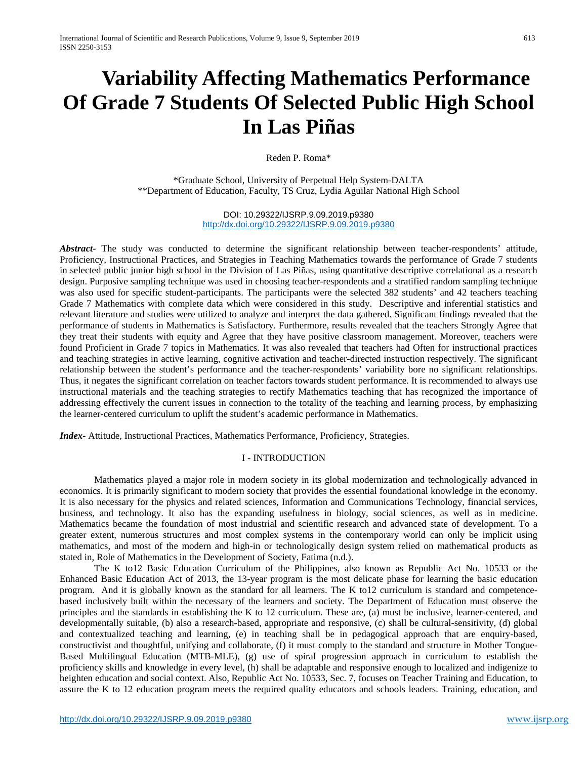# Variability Affecting Mathematics Performance Of Grade 7 Students Of Selected Public High School In Las Piñas

Reden P. Roma*

*Graduate School, University of Perpetual Help System-DALTA
**Department of Education, Faculty, TS Cruz, Lydia Aguilar National High School

DOI: 10.29322/IJSRP.9.09.2019.p9380
http://dx.doi.org/10.29322/IJSRP.9.09.2019.p9380

***Abstract-*** The study was conducted to determine the significant relationship between teacher-respondents' attitude, Proficiency, Instructional Practices, and Strategies in Teaching Mathematics towards the performance of Grade 7 students in selected public junior high school in the Division of Las Piñas, using quantitative descriptive correlational as a research design. Purposive sampling technique was used in choosing teacher-respondents and a stratified random sampling technique was also used for specific student-participants. The participants were the selected 382 students' and 42 teachers teaching Grade 7 Mathematics with complete data which were considered in this study. Descriptive and inferential statistics and relevant literature and studies were utilized to analyze and interpret the data gathered. Significant findings revealed that the performance of students in Mathematics is Satisfactory. Furthermore, results revealed that the teachers Strongly Agree that they treat their students with equity and Agree that they have positive classroom management. Moreover, teachers were found Proficient in Grade 7 topics in Mathematics. It was also revealed that teachers had Often for instructional practices and teaching strategies in active learning, cognitive activation and teacher-directed instruction respectively. The significant relationship between the student's performance and the teacher-respondents' variability bore no significant relationships. Thus, it negates the significant correlation on teacher factors towards student performance. It is recommended to always use instructional materials and the teaching strategies to rectify Mathematics teaching that has recognized the importance of addressing effectively the current issues in connection to the totality of the teaching and learning process, by emphasizing the learner-centered curriculum to uplift the student's academic performance in Mathematics.

***Index-*** Attitude, Instructional Practices, Mathematics Performance, Proficiency, Strategies.

## I - INTRODUCTION

Mathematics played a major role in modern society in its global modernization and technologically advanced in economics. It is primarily significant to modern society that provides the essential foundational knowledge in the economy. It is also necessary for the physics and related sciences, Information and Communications Technology, financial services, business, and technology. It also has the expanding usefulness in biology, social sciences, as well as in medicine. Mathematics became the foundation of most industrial and scientific research and advanced state of development. To a greater extent, numerous structures and most complex systems in the contemporary world can only be implicit using mathematics, and most of the modern and high-in or technologically design system relied on mathematical products as stated in, Role of Mathematics in the Development of Society, Fatima (n.d.).

The K to12 Basic Education Curriculum of the Philippines, also known as Republic Act No. 10533 or the Enhanced Basic Education Act of 2013, the 13-year program is the most delicate phase for learning the basic education program. And it is globally known as the standard for all learners. The K to12 curriculum is standard and competence-based inclusively built within the necessary of the learners and society. The Department of Education must observe the principles and the standards in establishing the K to 12 curriculum. These are, (a) must be inclusive, learner-centered, and developmentally suitable, (b) also a research-based, appropriate and responsive, (c) shall be cultural-sensitivity, (d) global and contextualized teaching and learning, (e) in teaching shall be in pedagogical approach that are enquiry-based, constructivist and thoughtful, unifying and collaborate, (f) it must comply to the standard and structure in Mother Tongue-Based Multilingual Education (MTB-MLE), (g) use of spiral progression approach in curriculum to establish the proficiency skills and knowledge in every level, (h) shall be adaptable and responsive enough to localized and indigenize to heighten education and social context. Also, Republic Act No. 10533, Sec. 7, focuses on Teacher Training and Education, to assure the K to 12 education program meets the required quality educators and schools leaders. Training, education, and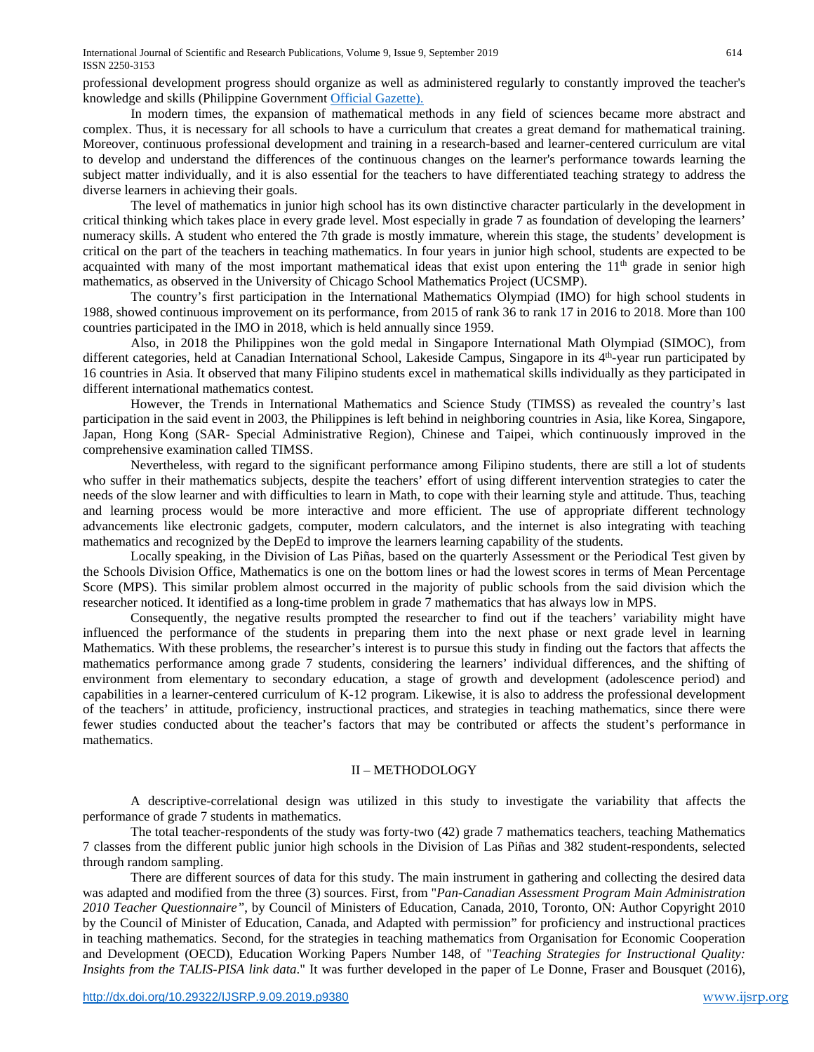professional development progress should organize as well as administered regularly to constantly improved the teacher's knowledge and skills (Philippine Government Official Gazette).

In modern times, the expansion of mathematical methods in any field of sciences became more abstract and complex. Thus, it is necessary for all schools to have a curriculum that creates a great demand for mathematical training. Moreover, continuous professional development and training in a research-based and learner-centered curriculum are vital to develop and understand the differences of the continuous changes on the learner's performance towards learning the subject matter individually, and it is also essential for the teachers to have differentiated teaching strategy to address the diverse learners in achieving their goals.

The level of mathematics in junior high school has its own distinctive character particularly in the development in critical thinking which takes place in every grade level. Most especially in grade 7 as foundation of developing the learners' numeracy skills. A student who entered the 7th grade is mostly immature, wherein this stage, the students' development is critical on the part of the teachers in teaching mathematics. In four years in junior high school, students are expected to be acquainted with many of the most important mathematical ideas that exist upon entering the 11th grade in senior high mathematics, as observed in the University of Chicago School Mathematics Project (UCSMP).

The country's first participation in the International Mathematics Olympiad (IMO) for high school students in 1988, showed continuous improvement on its performance, from 2015 of rank 36 to rank 17 in 2016 to 2018. More than 100 countries participated in the IMO in 2018, which is held annually since 1959.

Also, in 2018 the Philippines won the gold medal in Singapore International Math Olympiad (SIMOC), from different categories, held at Canadian International School, Lakeside Campus, Singapore in its 4th-year run participated by 16 countries in Asia. It observed that many Filipino students excel in mathematical skills individually as they participated in different international mathematics contest.

However, the Trends in International Mathematics and Science Study (TIMSS) as revealed the country's last participation in the said event in 2003, the Philippines is left behind in neighboring countries in Asia, like Korea, Singapore, Japan, Hong Kong (SAR- Special Administrative Region), Chinese and Taipei, which continuously improved in the comprehensive examination called TIMSS.

Nevertheless, with regard to the significant performance among Filipino students, there are still a lot of students who suffer in their mathematics subjects, despite the teachers' effort of using different intervention strategies to cater the needs of the slow learner and with difficulties to learn in Math, to cope with their learning style and attitude. Thus, teaching and learning process would be more interactive and more efficient. The use of appropriate different technology advancements like electronic gadgets, computer, modern calculators, and the internet is also integrating with teaching mathematics and recognized by the DepEd to improve the learners learning capability of the students.

Locally speaking, in the Division of Las Piñas, based on the quarterly Assessment or the Periodical Test given by the Schools Division Office, Mathematics is one on the bottom lines or had the lowest scores in terms of Mean Percentage Score (MPS). This similar problem almost occurred in the majority of public schools from the said division which the researcher noticed. It identified as a long-time problem in grade 7 mathematics that has always low in MPS.

Consequently, the negative results prompted the researcher to find out if the teachers' variability might have influenced the performance of the students in preparing them into the next phase or next grade level in learning Mathematics. With these problems, the researcher's interest is to pursue this study in finding out the factors that affects the mathematics performance among grade 7 students, considering the learners' individual differences, and the shifting of environment from elementary to secondary education, a stage of growth and development (adolescence period) and capabilities in a learner-centered curriculum of K-12 program. Likewise, it is also to address the professional development of the teachers' in attitude, proficiency, instructional practices, and strategies in teaching mathematics, since there were fewer studies conducted about the teacher's factors that may be contributed or affects the student's performance in mathematics.

## II – METHODOLOGY

A descriptive-correlational design was utilized in this study to investigate the variability that affects the performance of grade 7 students in mathematics.

The total teacher-respondents of the study was forty-two (42) grade 7 mathematics teachers, teaching Mathematics 7 classes from the different public junior high schools in the Division of Las Piñas and 382 student-respondents, selected through random sampling.

There are different sources of data for this study. The main instrument in gathering and collecting the desired data was adapted and modified from the three (3) sources. First, from "*Pan-Canadian Assessment Program Main Administration 2010 Teacher Questionnaire"*, by Council of Ministers of Education, Canada, 2010, Toronto, ON: Author Copyright 2010 by the Council of Minister of Education, Canada, and Adapted with permission" for proficiency and instructional practices in teaching mathematics. Second, for the strategies in teaching mathematics from Organisation for Economic Cooperation and Development (OECD), Education Working Papers Number 148, of "*Teaching Strategies for Instructional Quality: Insights from the TALIS-PISA link data*." It was further developed in the paper of Le Donne, Fraser and Bousquet (2016),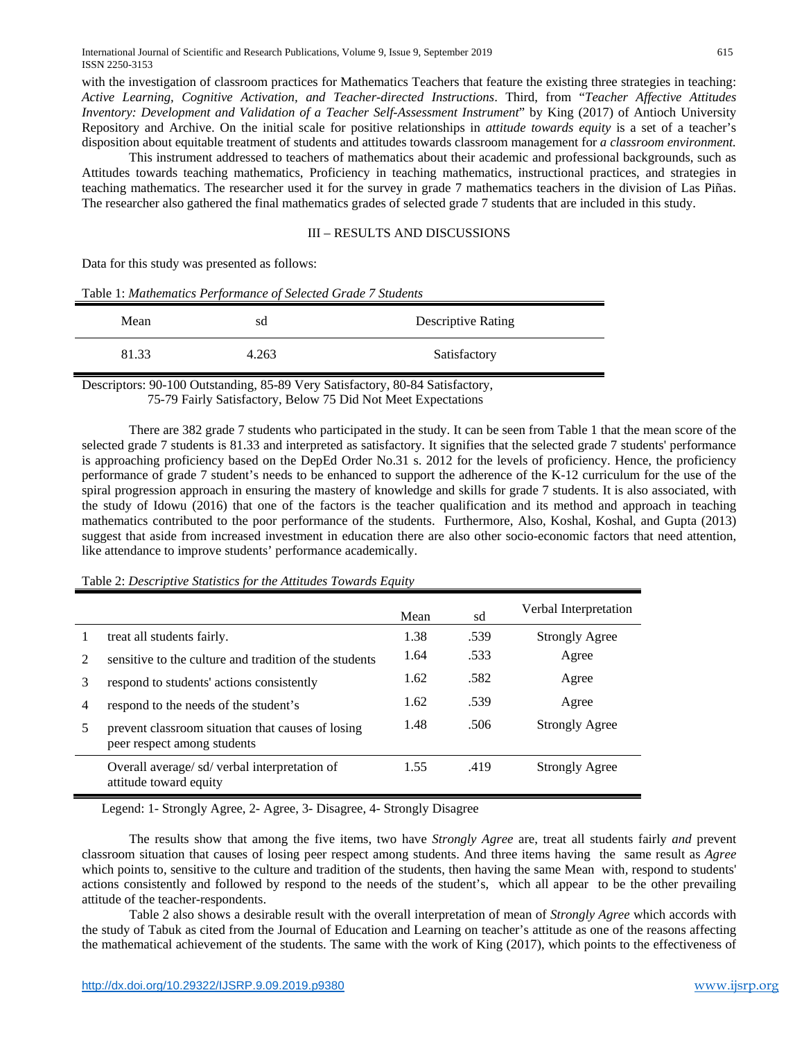with the investigation of classroom practices for Mathematics Teachers that feature the existing three strategies in teaching: *Active Learning, Cognitive Activation, and Teacher-directed Instructions*. Third, from "*Teacher Affective Attitudes Inventory: Development and Validation of a Teacher Self-Assessment Instrument*" by King (2017) of Antioch University Repository and Archive. On the initial scale for positive relationships in *attitude towards equity* is a set of a teacher's disposition about equitable treatment of students and attitudes towards classroom management for *a classroom environment.*

This instrument addressed to teachers of mathematics about their academic and professional backgrounds, such as Attitudes towards teaching mathematics, Proficiency in teaching mathematics, instructional practices, and strategies in teaching mathematics. The researcher used it for the survey in grade 7 mathematics teachers in the division of Las Piñas. The researcher also gathered the final mathematics grades of selected grade 7 students that are included in this study.

## III – RESULTS AND DISCUSSIONS

Data for this study was presented as follows:

Table 1: *Mathematics Performance of Selected Grade 7 Students*

| Mean | sd | Descriptive Rating |
|---|---|---|
| 81.33 | 4.263 | Satisfactory |

Descriptors: 90-100 Outstanding, 85-89 Very Satisfactory, 80-84 Satisfactory, 75-79 Fairly Satisfactory, Below 75 Did Not Meet Expectations

There are 382 grade 7 students who participated in the study. It can be seen from Table 1 that the mean score of the selected grade 7 students is 81.33 and interpreted as satisfactory. It signifies that the selected grade 7 students' performance is approaching proficiency based on the DepEd Order No.31 s. 2012 for the levels of proficiency. Hence, the proficiency performance of grade 7 student's needs to be enhanced to support the adherence of the K-12 curriculum for the use of the spiral progression approach in ensuring the mastery of knowledge and skills for grade 7 students. It is also associated, with the study of Idowu (2016) that one of the factors is the teacher qualification and its method and approach in teaching mathematics contributed to the poor performance of the students. Furthermore, Also, Koshal, Koshal, and Gupta (2013) suggest that aside from increased investment in education there are also other socio-economic factors that need attention, like attendance to improve students' performance academically.

Table 2: *Descriptive Statistics for the Attitudes Towards Equity*

| | | Mean | sd | Verbal Interpretation |
|---|---|---|---|---|
| 1 | treat all students fairly. | 1.38 | .539 | Strongly Agree |
| 2 | sensitive to the culture and tradition of the students | 1.64 | .533 | Agree |
| 3 | respond to students' actions consistently | 1.62 | .582 | Agree |
| 4 | respond to the needs of the student's | 1.62 | .539 | Agree |
| 5 | prevent classroom situation that causes of losing peer respect among students | 1.48 | .506 | Strongly Agree |
| | Overall average/ sd/ verbal interpretation of attitude toward equity | 1.55 | .419 | Strongly Agree |

Legend: 1- Strongly Agree, 2- Agree, 3- Disagree, 4- Strongly Disagree

The results show that among the five items, two have *Strongly Agree* are, treat all students fairly *and* prevent classroom situation that causes of losing peer respect among students. And three items having the same result as *Agree* which points to, sensitive to the culture and tradition of the students, then having the same Mean with, respond to students' actions consistently and followed by respond to the needs of the student's, which all appear to be the other prevailing attitude of the teacher-respondents.

Table 2 also shows a desirable result with the overall interpretation of mean of *Strongly Agree* which accords with the study of Tabuk as cited from the Journal of Education and Learning on teacher's attitude as one of the reasons affecting the mathematical achievement of the students. The same with the work of King (2017), which points to the effectiveness of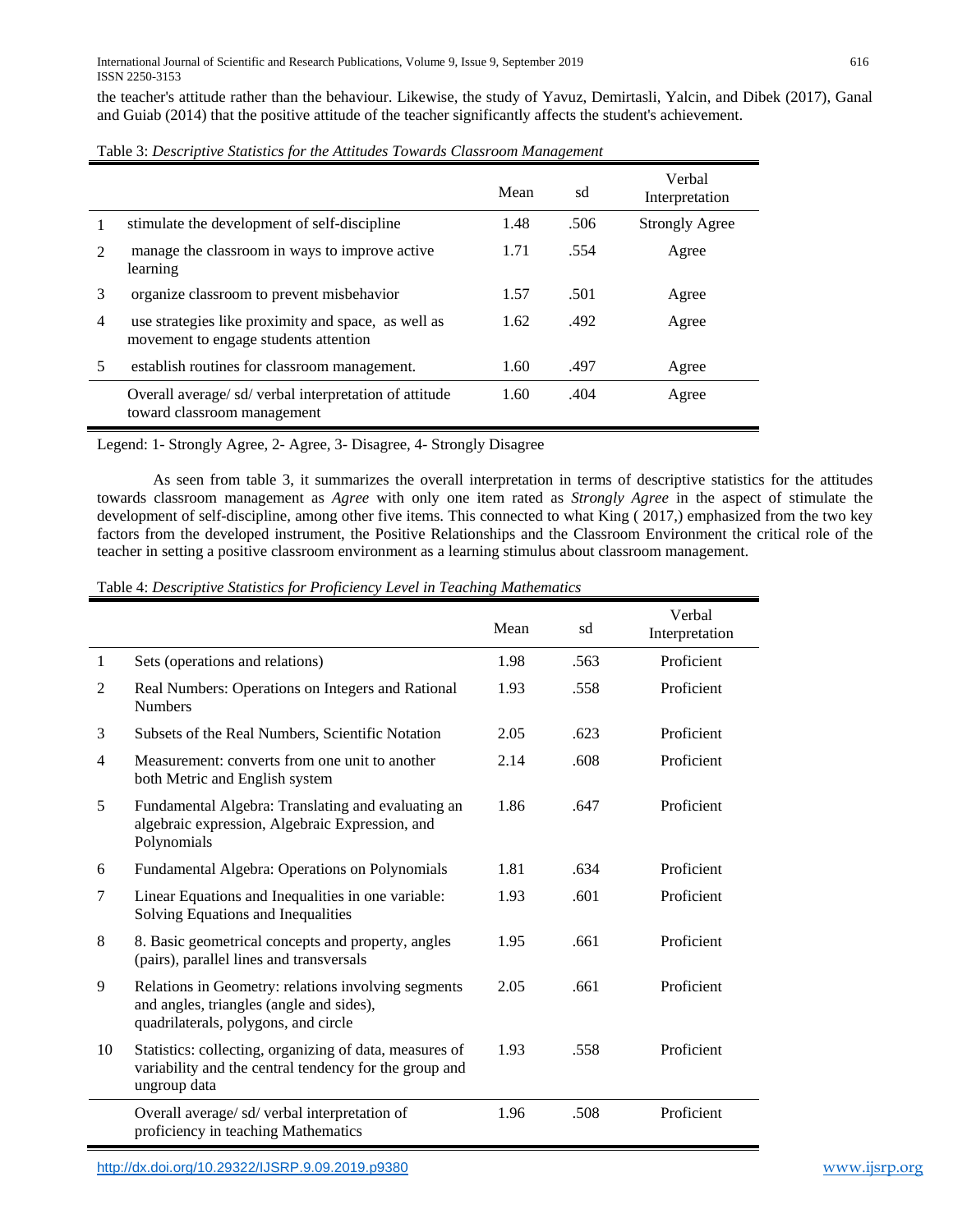the teacher's attitude rather than the behaviour. Likewise, the study of Yavuz, Demirtasli, Yalcin, and Dibek (2017), Ganal and Guiab (2014) that the positive attitude of the teacher significantly affects the student's achievement.

Table 3: *Descriptive Statistics for the Attitudes Towards Classroom Management*

| | | Mean | sd | Verbal Interpretation |
|---|---|---|---|---|
| 1 | stimulate the development of self-discipline | 1.48 | .506 | Strongly Agree |
| 2 | manage the classroom in ways to improve active learning | 1.71 | .554 | Agree |
| 3 | organize classroom to prevent misbehavior | 1.57 | .501 | Agree |
| 4 | use strategies like proximity and space, as well as movement to engage students attention | 1.62 | .492 | Agree |
| 5 | establish routines for classroom management. | 1.60 | .497 | Agree |
| | Overall average/ sd/ verbal interpretation of attitude toward classroom management | 1.60 | .404 | Agree |

Legend: 1- Strongly Agree, 2- Agree, 3- Disagree, 4- Strongly Disagree

As seen from table 3, it summarizes the overall interpretation in terms of descriptive statistics for the attitudes towards classroom management as *Agree* with only one item rated as *Strongly Agree* in the aspect of stimulate the development of self-discipline, among other five items. This connected to what King ( 2017,) emphasized from the two key factors from the developed instrument, the Positive Relationships and the Classroom Environment the critical role of the teacher in setting a positive classroom environment as a learning stimulus about classroom management.

Table 4: *Descriptive Statistics for Proficiency Level in Teaching Mathematics*

| | | Mean | sd | Verbal Interpretation |
|---|---|---|---|---|
| 1 | Sets (operations and relations) | 1.98 | .563 | Proficient |
| 2 | Real Numbers: Operations on Integers and Rational Numbers | 1.93 | .558 | Proficient |
| 3 | Subsets of the Real Numbers, Scientific Notation | 2.05 | .623 | Proficient |
| 4 | Measurement: converts from one unit to another both Metric and English system | 2.14 | .608 | Proficient |
| 5 | Fundamental Algebra: Translating and evaluating an algebraic expression, Algebraic Expression, and Polynomials | 1.86 | .647 | Proficient |
| 6 | Fundamental Algebra: Operations on Polynomials | 1.81 | .634 | Proficient |
| 7 | Linear Equations and Inequalities in one variable: Solving Equations and Inequalities | 1.93 | .601 | Proficient |
| 8 | 8. Basic geometrical concepts and property, angles (pairs), parallel lines and transversals | 1.95 | .661 | Proficient |
| 9 | Relations in Geometry: relations involving segments and angles, triangles (angle and sides), quadrilaterals, polygons, and circle | 2.05 | .661 | Proficient |
| 10 | Statistics: collecting, organizing of data, measures of variability and the central tendency for the group and ungroup data | 1.93 | .558 | Proficient |
| | Overall average/ sd/ verbal interpretation of proficiency in teaching Mathematics | 1.96 | .508 | Proficient |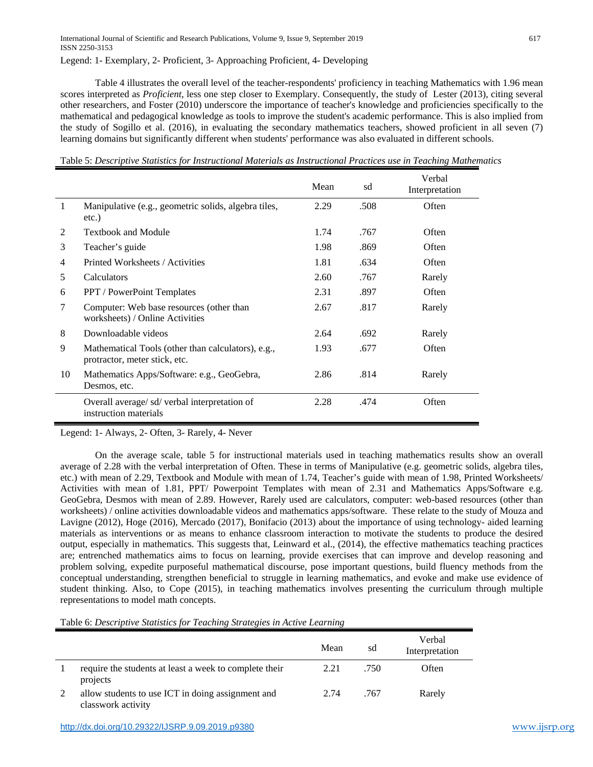Legend: 1- Exemplary, 2- Proficient, 3- Approaching Proficient, 4- Developing

Table 4 illustrates the overall level of the teacher-respondents' proficiency in teaching Mathematics with 1.96 mean scores interpreted as *Proficient*, less one step closer to Exemplary. Consequently, the study of Lester (2013), citing several other researchers, and Foster (2010) underscore the importance of teacher's knowledge and proficiencies specifically to the mathematical and pedagogical knowledge as tools to improve the student's academic performance. This is also implied from the study of Sogillo et al. (2016), in evaluating the secondary mathematics teachers, showed proficient in all seven (7) learning domains but significantly different when students' performance was also evaluated in different schools.

Table 5: *Descriptive Statistics for Instructional Materials as Instructional Practices use in Teaching Mathematics*

| | | Mean | sd | Verbal Interpretation |
|---|---|---|---|---|
| 1 | Manipulative (e.g., geometric solids, algebra tiles, etc.) | 2.29 | .508 | Often |
| 2 | Textbook and Module | 1.74 | .767 | Often |
| 3 | Teacher's guide | 1.98 | .869 | Often |
| 4 | Printed Worksheets / Activities | 1.81 | .634 | Often |
| 5 | Calculators | 2.60 | .767 | Rarely |
| 6 | PPT / PowerPoint Templates | 2.31 | .897 | Often |
| 7 | Computer: Web base resources (other than worksheets) / Online Activities | 2.67 | .817 | Rarely |
| 8 | Downloadable videos | 2.64 | .692 | Rarely |
| 9 | Mathematical Tools (other than calculators), e.g., protractor, meter stick, etc. | 1.93 | .677 | Often |
| 10 | Mathematics Apps/Software: e.g., GeoGebra, Desmos, etc. | 2.86 | .814 | Rarely |
| | Overall average/ sd/ verbal interpretation of instruction materials | 2.28 | .474 | Often |

Legend: 1- Always, 2- Often, 3- Rarely, 4- Never

On the average scale, table 5 for instructional materials used in teaching mathematics results show an overall average of 2.28 with the verbal interpretation of Often. These in terms of Manipulative (e.g. geometric solids, algebra tiles, etc.) with mean of 2.29, Textbook and Module with mean of 1.74, Teacher's guide with mean of 1.98, Printed Worksheets/ Activities with mean of 1.81, PPT/ Powerpoint Templates with mean of 2.31 and Mathematics Apps/Software e.g. GeoGebra, Desmos with mean of 2.89. However, Rarely used are calculators, computer: web-based resources (other than worksheets) / online activities downloadable videos and mathematics apps/software. These relate to the study of Mouza and Lavigne (2012), Hoge (2016), Mercado (2017), Bonifacio (2013) about the importance of using technology- aided learning materials as interventions or as means to enhance classroom interaction to motivate the students to produce the desired output, especially in mathematics. This suggests that, Leinward et al., (2014), the effective mathematics teaching practices are; entrenched mathematics aims to focus on learning, provide exercises that can improve and develop reasoning and problem solving, expedite purposeful mathematical discourse, pose important questions, build fluency methods from the conceptual understanding, strengthen beneficial to struggle in learning mathematics, and evoke and make use evidence of student thinking. Also, to Cope (2015), in teaching mathematics involves presenting the curriculum through multiple representations to model math concepts.

Table 6: *Descriptive Statistics for Teaching Strategies in Active Learning*

| | | Mean | sd | Verbal Interpretation |
|---|---|---|---|---|
| 1 | require the students at least a week to complete their projects | 2.21 | .750 | Often |
| 2 | allow students to use ICT in doing assignment and classwork activity | 2.74 | .767 | Rarely |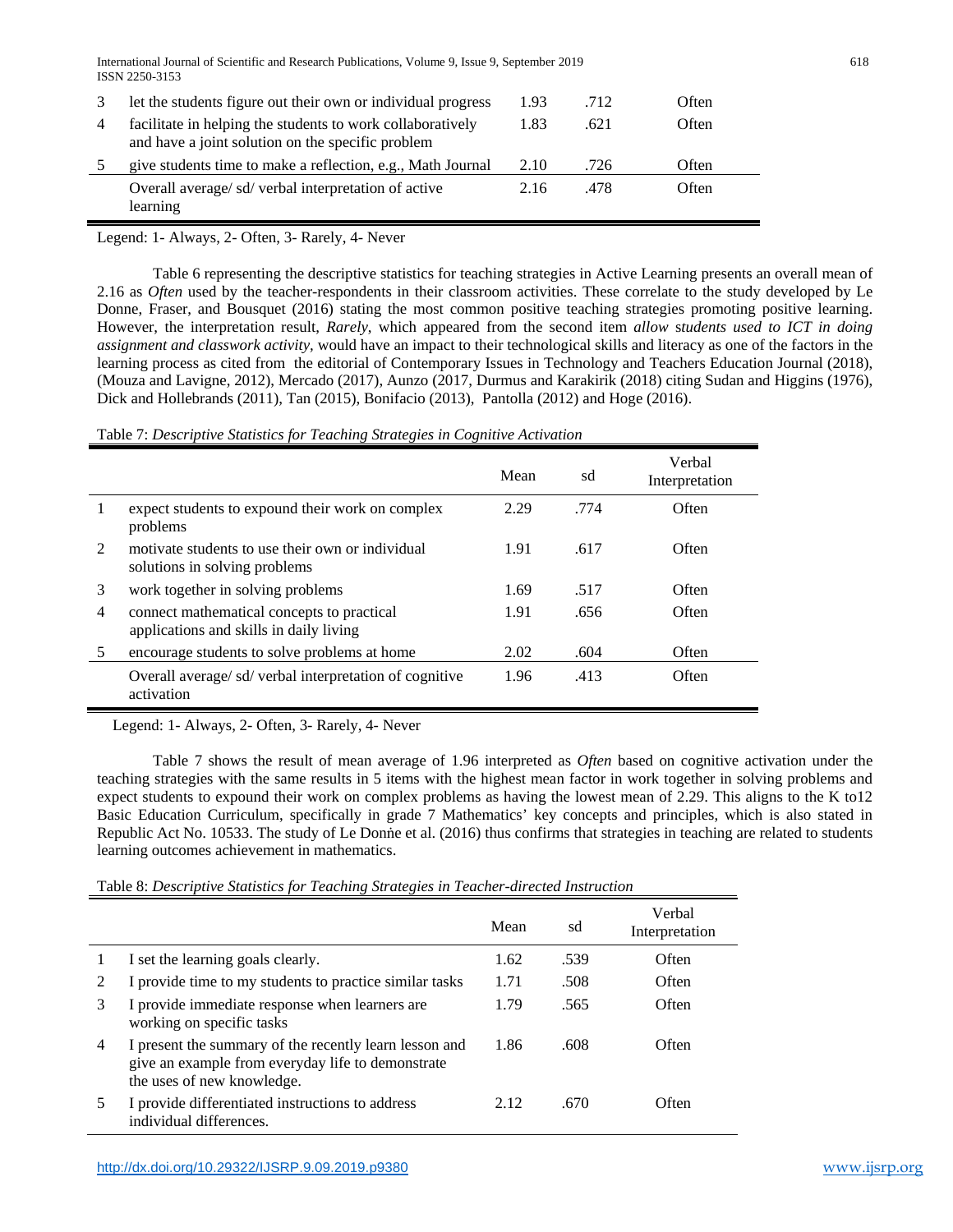| | | Mean | sd | Verbal Interpretation |
|---|---|---|---|---|
| 3 | let the students figure out their own or individual progress | 1.93 | .712 | Often |
| 4 | facilitate in helping the students to work collaboratively and have a joint solution on the specific problem | 1.83 | .621 | Often |
| 5 | give students time to make a reflection, e.g., Math Journal | 2.10 | .726 | Often |
| | Overall average/ sd/ verbal interpretation of active learning | 2.16 | .478 | Often |

Legend: 1- Always, 2- Often, 3- Rarely, 4- Never

Table 6 representing the descriptive statistics for teaching strategies in Active Learning presents an overall mean of 2.16 as *Often* used by the teacher-respondents in their classroom activities. These correlate to the study developed by Le Donne, Fraser, and Bousquet (2016) stating the most common positive teaching strategies promoting positive learning. However, the interpretation result, *Rarely*, which appeared from the second item *allow students used to ICT in doing assignment and classwork activity,* would have an impact to their technological skills and literacy as one of the factors in the learning process as cited from the editorial of Contemporary Issues in Technology and Teachers Education Journal (2018), (Mouza and Lavigne, 2012), Mercado (2017), Aunzo (2017, Durmus and Karakirik (2018) citing Sudan and Higgins (1976), Dick and Hollebrands (2011), Tan (2015), Bonifacio (2013), Pantolla (2012) and Hoge (2016).

Table 7: *Descriptive Statistics for Teaching Strategies in Cognitive Activation*

| | | Mean | sd | Verbal Interpretation |
|---|---|---|---|---|
| 1 | expect students to expound their work on complex problems | 2.29 | .774 | Often |
| 2 | motivate students to use their own or individual solutions in solving problems | 1.91 | .617 | Often |
| 3 | work together in solving problems | 1.69 | .517 | Often |
| 4 | connect mathematical concepts to practical applications and skills in daily living | 1.91 | .656 | Often |
| 5 | encourage students to solve problems at home | 2.02 | .604 | Often |
| | Overall average/ sd/ verbal interpretation of cognitive activation | 1.96 | .413 | Often |

Legend: 1- Always, 2- Often, 3- Rarely, 4- Never

Table 7 shows the result of mean average of 1.96 interpreted as *Often* based on cognitive activation under the teaching strategies with the same results in 5 items with the highest mean factor in work together in solving problems and expect students to expound their work on complex problems as having the lowest mean of 2.29. This aligns to the K to12 Basic Education Curriculum, specifically in grade 7 Mathematics' key concepts and principles, which is also stated in Republic Act No. 10533. The study of Le Donṅe et al. (2016) thus confirms that strategies in teaching are related to students learning outcomes achievement in mathematics.

Table 8: *Descriptive Statistics for Teaching Strategies in Teacher-directed Instruction*

| | | Mean | sd | Verbal Interpretation |
|---|---|---|---|---|
| 1 | I set the learning goals clearly. | 1.62 | .539 | Often |
| 2 | I provide time to my students to practice similar tasks | 1.71 | .508 | Often |
| 3 | I provide immediate response when learners are working on specific tasks | 1.79 | .565 | Often |
| 4 | I present the summary of the recently learn lesson and give an example from everyday life to demonstrate the uses of new knowledge. | 1.86 | .608 | Often |
| 5 | I provide differentiated instructions to address individual differences. | 2.12 | .670 | Often |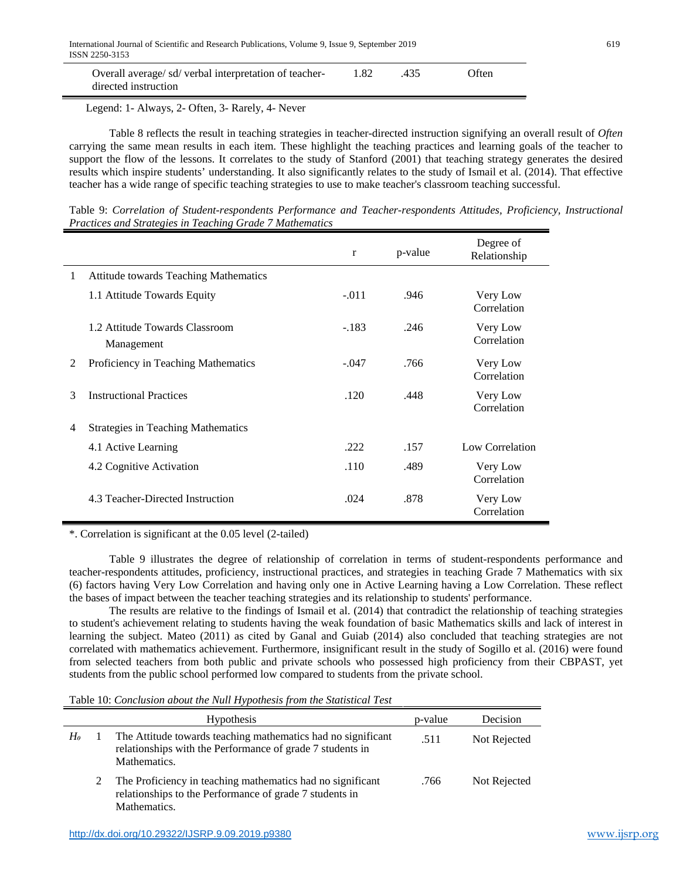| | | | |
|---|---|---|---|
| Overall average/ sd/ verbal interpretation of teacher-directed instruction | 1.82 | .435 | Often |

Legend: 1- Always, 2- Often, 3- Rarely, 4- Never

Table 8 reflects the result in teaching strategies in teacher-directed instruction signifying an overall result of *Often* carrying the same mean results in each item. These highlight the teaching practices and learning goals of the teacher to support the flow of the lessons. It correlates to the study of Stanford (2001) that teaching strategy generates the desired results which inspire students' understanding. It also significantly relates to the study of Ismail et al. (2014). That effective teacher has a wide range of specific teaching strategies to use to make teacher's classroom teaching successful.

Table 9: *Correlation of Student-respondents Performance and Teacher-respondents Attitudes, Proficiency, Instructional Practices and Strategies in Teaching Grade 7 Mathematics*

| | | r | p-value | Degree of Relationship |
|---|---|---|---|---|
| 1 | Attitude towards Teaching Mathematics | | | |
| | 1.1 Attitude Towards Equity | -.011 | .946 | Very Low Correlation |
| | 1.2 Attitude Towards Classroom Management | -.183 | .246 | Very Low Correlation |
| 2 | Proficiency in Teaching Mathematics | -.047 | .766 | Very Low Correlation |
| 3 | Instructional Practices | .120 | .448 | Very Low Correlation |
| 4 | Strategies in Teaching Mathematics | | | |
| | 4.1 Active Learning | .222 | .157 | Low Correlation |
| | 4.2 Cognitive Activation | .110 | .489 | Very Low Correlation |
| | 4.3 Teacher-Directed Instruction | .024 | .878 | Very Low Correlation |

*. Correlation is significant at the 0.05 level (2-tailed)

Table 9 illustrates the degree of relationship of correlation in terms of student-respondents performance and teacher-respondents attitudes, proficiency, instructional practices, and strategies in teaching Grade 7 Mathematics with six (6) factors having Very Low Correlation and having only one in Active Learning having a Low Correlation. These reflect the bases of impact between the teacher teaching strategies and its relationship to students' performance.

The results are relative to the findings of Ismail et al. (2014) that contradict the relationship of teaching strategies to student's achievement relating to students having the weak foundation of basic Mathematics skills and lack of interest in learning the subject. Mateo (2011) as cited by Ganal and Guiab (2014) also concluded that teaching strategies are not correlated with mathematics achievement. Furthermore, insignificant result in the study of Sogillo et al. (2016) were found from selected teachers from both public and private schools who possessed high proficiency from their CBPAST, yet students from the public school performed low compared to students from the private school.

Table 10: *Conclusion about the Null Hypothesis from the Statistical Test*

| | | Hypothesis | p-value | Decision |
|---|---|---|---|---|
| $H_o$ | 1 | The Attitude towards teaching mathematics had no significant relationships with the Performance of grade 7 students in Mathematics. | .511 | Not Rejected |
| | 2 | The Proficiency in teaching mathematics had no significant relationships to the Performance of grade 7 students in Mathematics. | .766 | Not Rejected |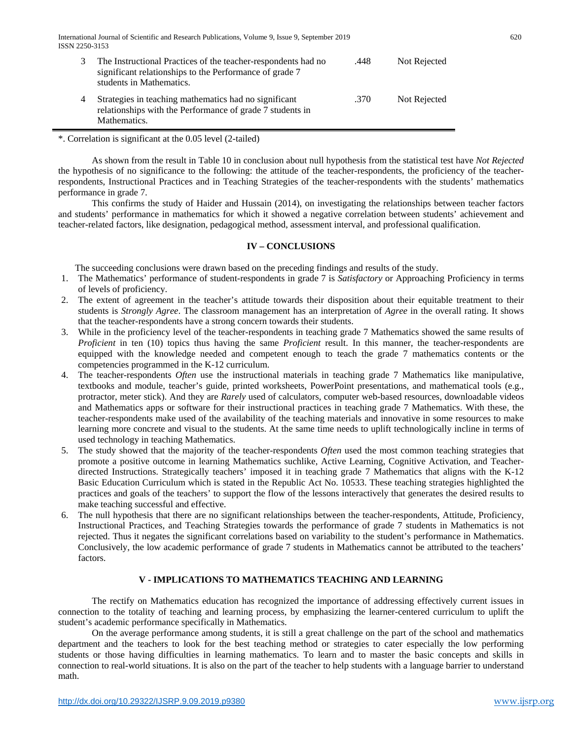| | | | |
|---|---|---|---|
| 3 | The Instructional Practices of the teacher-respondents had no significant relationships to the Performance of grade 7 students in Mathematics. | .448 | Not Rejected |
| 4 | Strategies in teaching mathematics had no significant relationships with the Performance of grade 7 students in Mathematics. | .370 | Not Rejected |

*. Correlation is significant at the 0.05 level (2-tailed)

As shown from the result in Table 10 in conclusion about null hypothesis from the statistical test have *Not Rejected* the hypothesis of no significance to the following: the attitude of the teacher-respondents, the proficiency of the teacher-respondents, Instructional Practices and in Teaching Strategies of the teacher-respondents with the students' mathematics performance in grade 7.

This confirms the study of Haider and Hussain (2014), on investigating the relationships between teacher factors and students' performance in mathematics for which it showed a negative correlation between students' achievement and teacher-related factors, like designation, pedagogical method, assessment interval, and professional qualification.

## IV – CONCLUSIONS

The succeeding conclusions were drawn based on the preceding findings and results of the study.

1. The Mathematics' performance of student-respondents in grade 7 is *Satisfactory* or Approaching Proficiency in terms of levels of proficiency.
2. The extent of agreement in the teacher's attitude towards their disposition about their equitable treatment to their students is *Strongly Agree*. The classroom management has an interpretation of *Agree* in the overall rating. It shows that the teacher-respondents have a strong concern towards their students.
3. While in the proficiency level of the teacher-respondents in teaching grade 7 Mathematics showed the same results of *Proficient* in ten (10) topics thus having the same *Proficient* result. In this manner, the teacher-respondents are equipped with the knowledge needed and competent enough to teach the grade 7 mathematics contents or the competencies programmed in the K-12 curriculum.
4. The teacher-respondents *Often* use the instructional materials in teaching grade 7 Mathematics like manipulative, textbooks and module, teacher's guide, printed worksheets, PowerPoint presentations, and mathematical tools (e.g., protractor, meter stick). And they are *Rarely* used of calculators, computer web-based resources, downloadable videos and Mathematics apps or software for their instructional practices in teaching grade 7 Mathematics. With these, the teacher-respondents make used of the availability of the teaching materials and innovative in some resources to make learning more concrete and visual to the students. At the same time needs to uplift technologically incline in terms of used technology in teaching Mathematics.
5. The study showed that the majority of the teacher-respondents *Often* used the most common teaching strategies that promote a positive outcome in learning Mathematics suchlike, Active Learning, Cognitive Activation, and Teacher-directed Instructions. Strategically teachers' imposed it in teaching grade 7 Mathematics that aligns with the K-12 Basic Education Curriculum which is stated in the Republic Act No. 10533. These teaching strategies highlighted the practices and goals of the teachers' to support the flow of the lessons interactively that generates the desired results to make teaching successful and effective.
6. The null hypothesis that there are no significant relationships between the teacher-respondents, Attitude, Proficiency, Instructional Practices, and Teaching Strategies towards the performance of grade 7 students in Mathematics is not rejected. Thus it negates the significant correlations based on variability to the student's performance in Mathematics. Conclusively, the low academic performance of grade 7 students in Mathematics cannot be attributed to the teachers' factors.

## V - IMPLICATIONS TO MATHEMATICS TEACHING AND LEARNING

The rectify on Mathematics education has recognized the importance of addressing effectively current issues in connection to the totality of teaching and learning process, by emphasizing the learner-centered curriculum to uplift the student's academic performance specifically in Mathematics.

On the average performance among students, it is still a great challenge on the part of the school and mathematics department and the teachers to look for the best teaching method or strategies to cater especially the low performing students or those having difficulties in learning mathematics. To learn and to master the basic concepts and skills in connection to real-world situations. It is also on the part of the teacher to help students with a language barrier to understand math.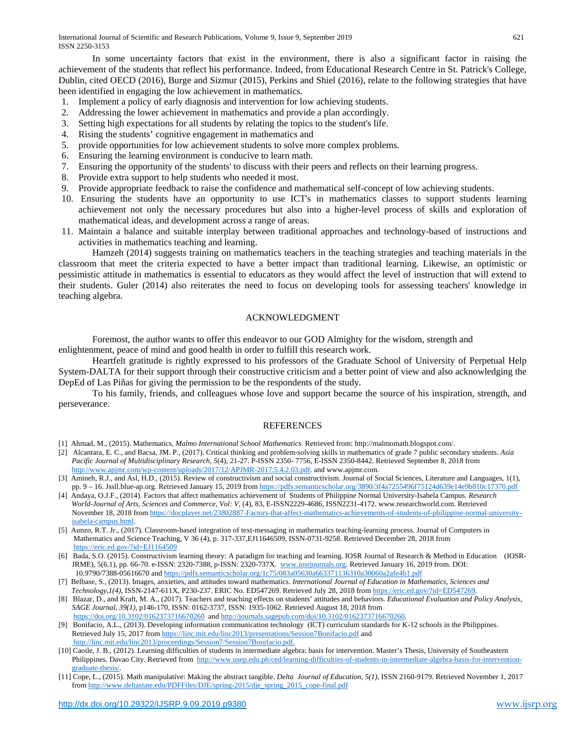In some uncertainty factors that exist in the environment, there is also a significant factor in raising the achievement of the students that reflect his performance. Indeed, from Educational Research Centre in St. Patrick's College, Dublin, cited OECD (2016), Burge and Sizmur (2015), Perkins and Shiel (2016), relate to the following strategies that have been identified in engaging the low achievement in mathematics.

1. Implement a policy of early diagnosis and intervention for low achieving students.
2. Addressing the lower achievement in mathematics and provide a plan accordingly.
3. Setting high expectations for all students by relating the topics to the student's life.
4. Rising the students' cognitive engagement in mathematics and
5. provide opportunities for low achievement students to solve more complex problems.
6. Ensuring the learning environment is conducive to learn math.
7. Ensuring the opportunity of the students' to discuss with their peers and reflects on their learning progress.
8. Provide extra support to help students who needed it most.
9. Provide appropriate feedback to raise the confidence and mathematical self-concept of low achieving students.
10. Ensuring the students have an opportunity to use ICT's in mathematics classes to support students learning achievement not only the necessary procedures but also into a higher-level process of skills and exploration of mathematical ideas, and development across a range of areas.
11. Maintain a balance and suitable interplay between traditional approaches and technology-based of instructions and activities in mathematics teaching and learning.

Hamzeh (2014) suggests training on mathematics teachers in the teaching strategies and teaching materials in the classroom that meet the criteria expected to have a better impact than traditional learning. Likewise, an optimistic or pessimistic attitude in mathematics is essential to educators as they would affect the level of instruction that will extend to their students. Guler (2014) also reiterates the need to focus on developing tools for assessing teachers' knowledge in teaching algebra.

## ACKNOWLEDGMENT

Foremost, the author wants to offer this endeavor to our GOD Almighty for the wisdom, strength and enlightenment, peace of mind and good health in order to fulfill this research work.

Heartfelt gratitude is rightly expressed to his professors of the Graduate School of University of Perpetual Help System-DALTA for their support through their constructive criticism and a better point of view and also acknowledging the DepEd of Las Piñas for giving the permission to be the respondents of the study.

To his family, friends, and colleagues whose love and support became the source of his inspiration, strength, and perseverance.

## REFERENCES

[1] Ahmad, M., (2015). Mathematics, *Malmo International School Mathematics*. Retrieved from: http://malmomath.blogspot.com/.

[2] Alcantara, E. C., and Bacsa, JM. P., (2017). Critical thinking and problem-solving skills in mathematics of grade 7 public secondary students. *Asia Pacific Journal of Multidisciplinary Research, 5*(4), 21-27. P-ISSN 2350- 7756, E-ISSN 2350-8442. Retrieved September 8, 2018 from http://www.apjmr.com/wp-content/uploads/2017/12/APJMR-2017.5.4.2.03.pdf. and www.apjmr.com.

[3] Amineh, R.J., and Asl, H.D., (2015). Review of constructivism and social constructivism. Journal of Social Sciences, Literature and Languages, 1(1), pp. 9 – 16. Jssll.blue-ap.org. Retrieved January 15, 2019 from https://pdfs.semanticscholar.org/3890/3f4a7255496f75124d639e14e9b810c17370.pdf

[4] Andaya, O.J.F., (2014). Factors that affect mathematics achievement of Students of Philippine Normal University-Isabela Campus. *Research World-Journal of Arts, Sciences and Commerce, Vol: V*, (4), 83, E-ISSN2229-4686, ISSN2231-4172. www.researchworld.com. Retrieved November 18, 2018 from https://docplayer.net/23802887-Factors-that-affect-mathematics-achievements-of-students-of-philippine-normal-university-isabela-campus.html.

[5] Aunzo, R.T. Jr., (2017). Classroom-based integration of text-messaging in mathematics teaching-learning process. Journal of Computers in Mathematics and Science Teaching, V 36 (4), p. 317-337,EJ11646509, ISSN-0731-9258. Retrieved December 28, 2018 from https://eric.ed.gov/?id=EJ1164509

[6] Bada, S.O. (2015). Constructivism learning theory: A paradigm for teaching and learning. IOSR Journal of Research & Method in Education (IOSR-JRME), 5(6.1), pp. 66-70. e-ISSN: 2320-7388, p-ISSN: 2320-737X. www.iosrjournals.org. Retrieved January 16, 2019 from. DOI: 10.9790/7388-05616670 and https://pdfs.semanticscholar.org/1c75/083a05630a663371136310a30060a2afe4b1.pdf

[7] Belbase, S., (2013). Images, anxieties, and attitudes toward mathematics. *International Journal of Education in Mathematics, Sciences and Technology,1(4)*, ISSN-2147-611X, P230-237. ERIC No. ED547269. Retrieved July 28, 2018 from https://eric.ed.gov/?id=ED547269.

[8] Blazar, D., and Kraft, M. A., (2017). Teachers and teaching effects on students' attitudes and behaviors. *Educational Evaluation and Policy Analysis, SAGE Journal, 39(1)*, p146-170, ISSN: 0162-3737, ISSN: 1935-1062. Retrieved August 18, 2018 from https://doi.org/10.3102/0162373716670260 and http://journals.sagepub.com/doi/10.3102/0162373716670260.

[9] Bonifacio, A.L., (2013). Developing information communication technology (ICT) curriculum standards for K-12 schools in the Philippines. Retrieved July 15, 2017 from https://linc.mit.edu/linc2013/presentations/Session7Bonifacio.pdf and http://linc.mit.edu/linc2013/proceedings/Session7/Session7Bonifacio.pdf.

[10] Caoile, J. B., (2012). Learning difficulties of students in intermediate algebra: basis for intervention. Master's Thesis, University of Southeastern Philippines. Davao City. Retrieved from http://www.usep.edu.ph/ced/learning-difficulties-of-students-in-intermediate-algebra-basis-for-intervention-graduate-thesis/.

[11] Cope, L., (2015). Math manipulative: Making the abstract tangible. *Delta Journal of Education, 5(1)*, ISSN 2160-9179. Retrieved November 1, 2017 from http://www.deltastate.edu/PDFFiles/DJE/spring-2015/dje_spring_2015_cope-final.pdf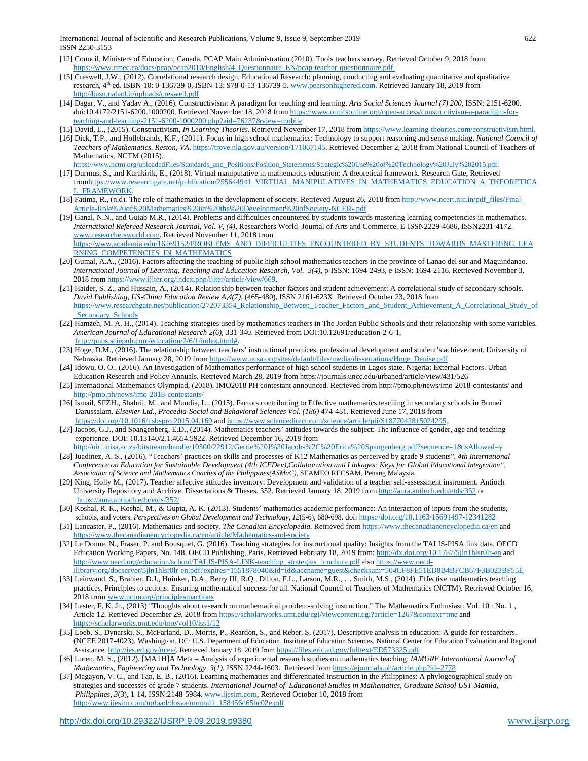[12] Council, Ministers of Education, Canada, PCAP Main Administration (2010). Tools teachers survey. Retrieved October 9, 2018 from https://www.cmec.ca/docs/pcap/pcap2010/English/4_Questionnaire_EN/pcap-teacher-questionnaire.pdf.

[13] Creswell, J.W., (2012). Correlational research design. Educational Research: planning, conducting and evaluating quantitative and qualitative research, 4th ed. ISBN-10: 0-136739-0, ISBN-13: 978-0-13-136739-5. www.pearsonhighered.com. Retrieved January 18, 2019 from http://basu.nahad.ir/uploads/creswell.pdf

[14] Dagar, V., and Yadav A., (2016). Constructivism: A paradigm for teaching and learning. *Arts Social Sciences Journal (7) 200*, ISSN: 2151-6200. doi:10.4172/2151-6200.1000200. Retrieved November 18, 2018 from https://www.omicsonline.org/open-access/constructivism-a-paradigm-for-teaching-and-learning-2151-6200-1000200.php?aid=76237&view=mobile

[15] David, L., (2015). Constructivism, *In Learning Theories*. Retrieved November 17, 2018 from https://www.learning-theories.com/constructivism.html.

[16] Dick, T.P., and Hollebrands, K.F., (2011). Focus in high school mathematics: Technology to support reasoning and sense making. *National Council of Teachers of Mathematics. Reston, VA*. https://trove.nla.gov.au/version/171067145. Retrieved December 2, 2018 from National Council of Teachers of Mathematics, NCTM (2015). https://www.nctm.org/uploadedFiles/Standards_and_Positions/Position_Statements/Strategic%20Use%20of%20Technology%20July%202015.pdf.

[17] Durmus, S., and Karakirik, E., (2018). Virtual manipulative in mathematics education: A theoretical framework. Research Gate, Retrieved fromhttps://www.researchgate.net/publication/255644941_VIRTUAL_MANIPULATIVES_IN_MATHEMATICS_EDUCATION_A_THEORETICAL_FRAMEWORK.

[18] Fatima, R., (n.d). The role of mathematics in the development of society. Retrieved August 26, 2018 from http://www.ncert.nic.in/pdf_files/Final-Article-Role%20of%20Mathematics%20in%20the%20Development%20ofSociety-NCER-.pdf

[19] Ganal, N.N., and Guiab M.R., (2014). Problems and difficulties encountered by students towards mastering learning competencies in mathematics. *International Refereed Research Journal, Vol. V, (4)*, Researchers World Journal of Arts and Commerce. E-ISSN2229-4686, ISSN2231-4172. www.researchersworld.com. Retrieved November 11, 2018 from https://www.academia.edu/16269152/PROBLEMS_AND_DIFFICULTIES_ENCOUNTERED_BY_STUDENTS_TOWARDS_MASTERING_LEARNING_COMPETENCIES_IN_MATHEMATICS

[20] Gumal, A.A., (2016). Factors affecting the teaching of public high school mathematics teachers in the province of Lanao del sur and Maguindanao. *International Journal of Learning, Teaching and Education Research, Vol. 5(4)*, p-ISSN: 1694-2493, e-ISSN: 1694-2116. Retrieved November 3, 2018 from https://www.ijlter.org/index.php/ijlter/article/view/669.

[21] Haider, S. Z., and Hussain, A., (2014). Relationship between teacher factors and student achievement: A correlational study of secondary schools. *David Publishing, US-China Education Review A,4(7)*, (465-480), ISSN 2161-623X. Retrieved October 23, 2018 from https://www.researchgate.net/publication/272073354_Relationship_Between_Teacher_Factors_and_Student_Achievement_A_Correlational_Study_of_Secondary_Schools

[22] Hamzeh, M. A. H., (2014). Teaching strategies used by mathematics teachers in The Jordan Public Schools and their relationship with some variables. *American Journal of Educational Research 2(6)*, 331-340. Retrieved from DOI:10.12691/education-2-6-1, http://pubs.sciepub.com/education/2/6/1/index.html#.

[23] Hoge, D.M., (2016). The relationship between teachers' instructional practices, professional development and student's achievement. University of Nebraska. Retrieved January 28, 2019 from https://www.ncsa.org/sites/default/files/media/dissertations/Hoge_Denise.pdf

[24] Idowu, O. O., (2016). An Investigation of Mathematics performance of high school students in Lagos state, Nigeria: External Factors. Urban Education Research and Policy Annuals. Retrieved March 28, 2019 from https://journals.uncc.edu/urbaned/article/view/431/526

[25] International Mathematics Olympiad, (2018). IMO2018 PH contestant announced. Retrieved from http://pmo.ph/news/imo-2018-contestants/ and http://pmo.ph/news/imo-2018-contestants/

[26] Ismail, SFZH., Shahril, M., and Mundia, L., (2015). Factors contributing to Effective mathematics teaching in secondary schools in Brunei Darussalam. *Elsevier Ltd., Procedia-Social and Behavioral Sciences Vol. (186)* 474-481. Retrieved June 17, 2018 from https://doi.org/10.1016/j.sbspro.2015.04.169 and https://www.sciencedirect.com/science/article/pii/S1877042815024295.

[27] Jacobs, G.J., and Spangenberg, E.D., (2014). Mathematics teachers' attitudes towards the subject: The influence of gender, age and teaching experience. DOI: 10.13140/2.1.4654.5922. Retrieved December 16, 2018 from http://uir.unisa.ac.za/bitstream/handle/10500/22912/Gerrie%20J%20Jacobs%2C%20Erica%20Spangenberg.pdf?sequence=1&isAllowed=y

[28] Juadinez, A. S., (2016). "Teachers' practices on skills and processes of K12 Mathematics as perceived by grade 9 students", *4th International Conference on Education for Sustainable Development (4th ICEDev),Collaboration and Linkages: Keys for Global Educational Integration". Association of Science and Mathematics Coaches of the Philippines(ASMaC)*, SEAMEO RECSAM, Penang Malaysia.

[29] King, Holly M., (2017). Teacher affective attitudes inventory: Development and validation of a teacher self-assessment instrument. Antioch University Repository and Archive. Dissertations & Theses. 352. Retrieved January 18, 2019 from http://aura.antioch.edu/etds/352 or https://aura.antioch.edu/etds/352/

[30] Koshal, R. K., Koshal, M., & Gupta, A. K. (2013). Students' mathematics academic performance: An interaction of inputs from the students, schools, and voters, *Perspectives on Global Development and Technology, 12*(5-6), 680-698. doi: https://doi.org/10.1163/15691497-12341282

[31] Lancaster, P., (2016). Mathematics and society. *The Canadian Encyclopedia.* Retrieved from https://www.thecanadianencyclopedia.ca/en and https://www.thecanadianencyclopedia.ca/en/article/Mathematics-and-society

[32] Le Donne, N., Fraser, P. and Bousquet, G. (2016). Teaching strategies for instructional quality: Insights from the TALIS-PISA link data, OECD Education Working Papers, No. 148, OECD Publishing, Paris. Retrieved February 18, 2019 from: http://dx.doi.org/10.1787/5jln1hlsr0lr-en and http://www.oecd.org/education/school/TALIS-PISA-LINK-teaching_strategies_brochure.pdf also https://www.oecd-ilibrary.org/docserver/5jln1hlsr0lr-en.pdf?expires=1551878040&id=id&accname=guest&checksum=504CF8FE51ED8B4BFCB67F3B023BF55E

[33] Leinwand, S., Brahier, D.J., Huinker, D.A., Berry III, R.Q., Dillon, F.L., Larson, M.R., … Smith, M.S., (2014). Effective mathematics teaching practices, Principles to actions: Ensuring mathematical success for all. National Council of Teachers of Mathematics (NCTM). Retrieved October 16, 2018 from www.nctm.org/principlestoactions

[34] Lester, F. K. Jr., (2013) "Thoughts about research on mathematical problem-solving instruction," The Mathematics Enthusiast: Vol. 10 : No. 1 , Article 12. Retrieved December 29, 2018 from https://scholarworks.umt.edu/cgi/viewcontent.cgi?article=1267&context=tme and https://scholarworks.umt.edu/tme/vol10/iss1/12

[35] Loeb, S., Dynarski, S., McFarland, D., Morris, P., Reardon, S., and Reber, S. (2017). Descriptive analysis in education: A guide for researchers. (NCEE 2017-4023). Washington, DC: U.S. Department of Education, Institute of Education Sciences, National Center for Education Evaluation and Regional Assistance. http://ies.ed.gov/ncee/. Retrieved January 18, 2019 from https://files.eric.ed.gov/fulltext/ED573325.pdf

[36] Loren, M. S., (2012). [MATH]A Meta – Analysis of experimental research studies on mathematics teaching. *IAMURE International Journal of Mathematics, Engineering and Technology, 3(1).* ISSN 2244-1603. Retrieved from https://ejournals.ph/article.php?id=2778

[37] Magayon, V. C., and Tan, E. B., (2016). Learning mathematics and differentiated instruction in the Philippines: A phylogeographical study on strategies and successes of grade 7 students. *International Journal of Educational Studies in Mathematics, Graduate School UST-Manila, Philippines, 3*(3), 1-14, ISSN:2148-5984. www.ijesim.com, Retrieved October 10, 2018 from http://www.ijesim.com/upload/dosya/normal1_158456d65bc02e.pdf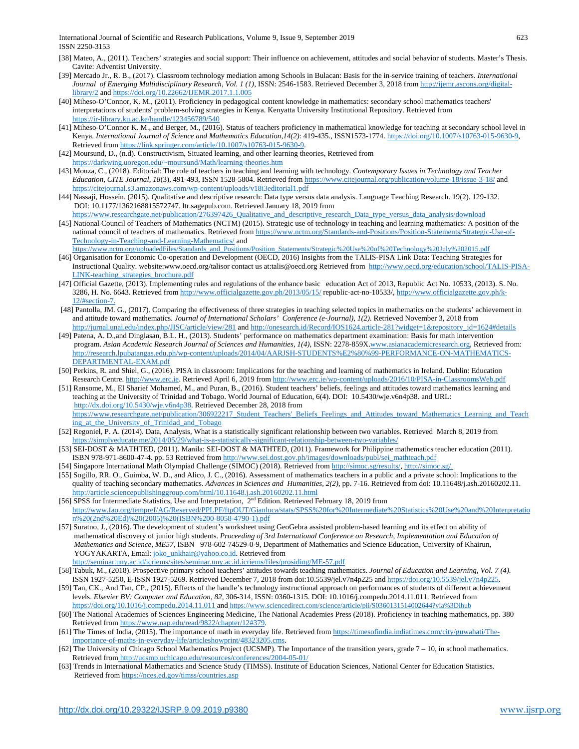[38] Mateo, A., (2011). Teachers' strategies and social support: Their influence on achievement, attitudes and social behavior of students. Master's Thesis. Cavite: Adventist University.

[39] Mercado Jr., R. B., (2017). Classroom technology mediation among Schools in Bulacan: Basis for the in-service training of teachers. *International Journal of Emerging Multidisciplinary Research, Vol. 1 (1)*, ISSN: 2546-1583. Retrieved December 3, 2018 from http://ijemr.ascons.org/digital-library/2 and https://doi.org/10.22662/IJEMR.2017.1.1.005

[40] Miheso-O'Connor, K. M., (2011). Proficiency in pedagogical content knowledge in mathematics: secondary school mathematics teachers' interpretations of students' problem-solving strategies in Kenya. Kenyatta University Institutional Repository. Retrieved from https://ir-library.ku.ac.ke/handle/123456789/540

[41] Miheso-O'Connor K. M., and Berger, M., (2016). Status of teachers proficiency in mathematical knowledge for teaching at secondary school level in Kenya. *International Journal of Science and Mathematics Education,14(2)*: 419-435., ISSN1573-1774. https://doi.org/10.1007/s10763-015-9630-9, Retrieved from https://link.springer.com/article/10.1007/s10763-015-9630-9.

[42] Moursund, D., (n.d). Constructivism, Situated learning, and other learning theories, Retrieved from https://darkwing.uoregon.edu/~moursund/Math/learning-theories.htm

[43] Mouza, C., (2018). Editorial: The role of teachers in teaching and learning with technology. *Contemporary Issues in Technology and Teacher Education, CITE Journal, 18*(3), 491-493, ISSN 1528-5804. Retrieved from https://www.citejournal.org/publication/volume-18/issue-3-18/ and https://citejournal.s3.amazonaws.com/wp-content/uploads/v18i3editorial1.pdf

[44] Nassaji, Hossein. (2015). Qualitative and descriptive research: Data type versus data analysis. Language Teaching Research. 19(2). 129-132. DOI: 10.1177/1362168815572747. ltr.sagepub.com. Retrieved January 18, 2019 from https://www.researchgate.net/publication/276397426_Qualitative_and_descriptive_research_Data_type_versus_data_analysis/download

[45] National Council of Teachers of Mathematics (NCTM) (2015). Strategic use of technology in teaching and learning mathematics: A position of the national council of teachers of mathematics. Retrieved from https://www.nctm.org/Standards-and-Positions/Position-Statements/Strategic-Use-of-Technology-in-Teaching-and-Learning-Mathematics/ and https://www.nctm.org/uploadedFiles/Standards_and_Positions/Position_Statements/Strategic%20Use%20of%20Technology%20July%202015.pdf

[46] Organisation for Economic Co-operation and Development (OECD, 2016) Insights from the TALIS-PISA Link Data: Teaching Strategies for Instructional Quality. website:www.oecd.org/talisor contact us at:talis@oecd.org Retrieved from http://www.oecd.org/education/school/TALIS-PISA-LINK-teaching_strategies_brochure.pdf

[47] Official Gazette, (2013). Implementing rules and regulations of the enhance basic education Act of 2013, Republic Act No. 10533, (2013). S. No. 3286, H. No. 6643. Retrieved from http://www.officialgazette.gov.ph/2013/05/15/ republic-act-no-10533/, http://www.officialgazette.gov.ph/k-12/#section-7.

[48] Pantolla, JM. G., (2017). Comparing the effectiveness of three strategies in teaching selected topics in mathematics on the students' achievement in and attitude toward mathematics. *Journal of International Scholars' Conference (e-Journal), 1(2)*. Retrieved November 3, 2018 from http://jurnal.unai.edu/index.php/JISC/article/view/281 and http://onesearch.id/Record/IOS1624.article-281?widget=1&repository_id=1624#details

[49] Patena, A. D.,and Dinglasan, B.L. H., (2013). Students' performance on mathematics department examination: Basis for math intervention program. *Asian Academic Research Journal of Sciences and Humanities, 1(4)*, ISSN: 2278-859X.www.asianacademicresearch.org, Retrieved from: http://research.lpubatangas.edu.ph/wp-content/uploads/2014/04/AARJSH-STUDENTS%E2%80%99-PERFORMANCE-ON-MATHEMATICS-DEPARTMENTAL-EXAM.pdf

[50] Perkins, R. and Shiel, G., (2016). PISA in classroom: Implications for the teaching and learning of mathematics in Ireland. Dublin: Education Research Centre. http://www.erc.ie. Retrieved April 6, 2019 from http://www.erc.ie/wp-content/uploads/2016/10/PISA-in-ClassroomsWeb.pdf

[51] Ransome, M., El Sharief Mohamed, M., and Puran, B., (2016). Student teachers' beliefs, feelings and attitudes toward mathematics learning and teaching at the University of Trinidad and Tobago. World Journal of Education, 6(4). DOI: 10.5430/wje.v6n4p38. and URL: http://dx.doi.org/10.5430/wje.v6n4p38. Retrieved December 28, 2018 from https://www.researchgate.net/publication/306922217_Student_Teachers'_Beliefs_Feelings_and_Attitudes_toward_Mathematics_Learning_and_Teaching_at_the_University_of_Trinidad_and_Tobago

[52] Reganiel, P. A. (2014). Data, Analysis, What is a statistically significant relationship between two variables. Retrieved March 8, 2019 from https://simplyeducate.me/2014/05/29/what-is-a-statistically-significant-relationship-between-two-variables/

[53] SEI-DOST & MATHTED, (2011). Manila: SEI-DOST & MATHTED, (2011). Framework for Philippine mathematics teacher education (2011). ISBN 978-971-8600-47-4. pp. 53 Retrieved from http://www.sei.dost.gov.ph/images/downloads/publ/sei_mathteach.pdf

[54] Singapore International Math Olympiad Challenge (SIMOC) (2018). Retrieved from http://simoc.sg/results/, http://simoc.sg/.

[55] Sogillo, RR. O., Guimba, W. D., and Alico, J. C., (2016). Assessment of mathematics teachers in a public and a private school: Implications to the quality of teaching secondary mathematics. *Advances in Sciences and Humanities, 2(2)*, pp. 7-16. Retrieved from doi: 10.11648/j.ash.20160202.11. http://article.sciencepublishinggroup.com/html/10.11648.j.ash.20160202.11.html

[56] SPSS for Intermediate Statistics, Use and Interpretation, 2nd Edition. Retrieved February 18, 2019 from http://www.fao.org/tempref/AG/Reserved/PPLPF/ftpOUT/Gianluca/stats/SPSS%20for%20Intermediate%20Statistics%20Use%20and%20Interpretation%20(2nd%20Ed)%20(2005)%20(ISBN%200-8058-4790-1).pdf

[57] Suratno, J., (2016). The development of student's worksheet using GeoGebra assisted problem-based learning and its effect on ability of mathematical discovery of junior high students. *Proceeding of 3rd International Conference on Research, Implementation and Education of Mathematics and Science, ME57*, ISBN 978-602-74529-0-9, Department of Mathematics and Science Education, University of Khairun, YOGYAKARTA, Email: joko_unkhair@yahoo.co.id. Retrieved from http://seminar.uny.ac.id/icriems/sites/seminar.uny.ac.id.icriems/files/prosiding/ME-57.pdf

[58] Tabuk, M., (2018). Prospective primary school teachers' attitudes towards teaching mathematics. *Journal of Education and Learning, Vol. 7 (4)*. ISSN 1927-5250, E-ISSN 1927-5269. Retrieved December 7, 2018 from doi:10.5539/jel.v7n4p225 and https://doi.org/10.5539/jel.v7n4p225.

[59] Tan, CK., And Tan, CP., (2015). Effects of the handle's technology instructional approach on performances of students of different achievement levels. *Elsevier BV: Computer and Education, 82*, 306-314, ISSN: 0360-1315. DOI: 10.1016/j.compedu.2014.11.011. Retrieved from https://doi.org/10.1016/j.compedu.2014.11.011 and https://www.sciencedirect.com/science/article/pii/S0360131514002644?via%3Dihub

[60] The National Academies of Sciences Engineering Medicine, The National Academies Press (2018). Proficiency in teaching mathematics, pp. 380 Retrieved from https://www.nap.edu/read/9822/chapter/12#379.

[61] The Times of India, (2015). The importance of math in everyday life. Retrieved from https://timesofindia.indiatimes.com/city/guwahati/The-importance-of-maths-in-everyday-life/articleshowprint/48323205.cms.

[62] The University of Chicago School Mathematics Project (UCSMP). The Importance of the transition years, grade 7 – 10, in school mathematics. Retrieved from http://ucsmp.uchicago.edu/resources/conferences/2004-05-01/

[63] Trends in International Mathematics and Science Study (TIMSS). Institute of Education Sciences, National Center for Education Statistics. Retrieved from https://nces.ed.gov/timss/countries.asp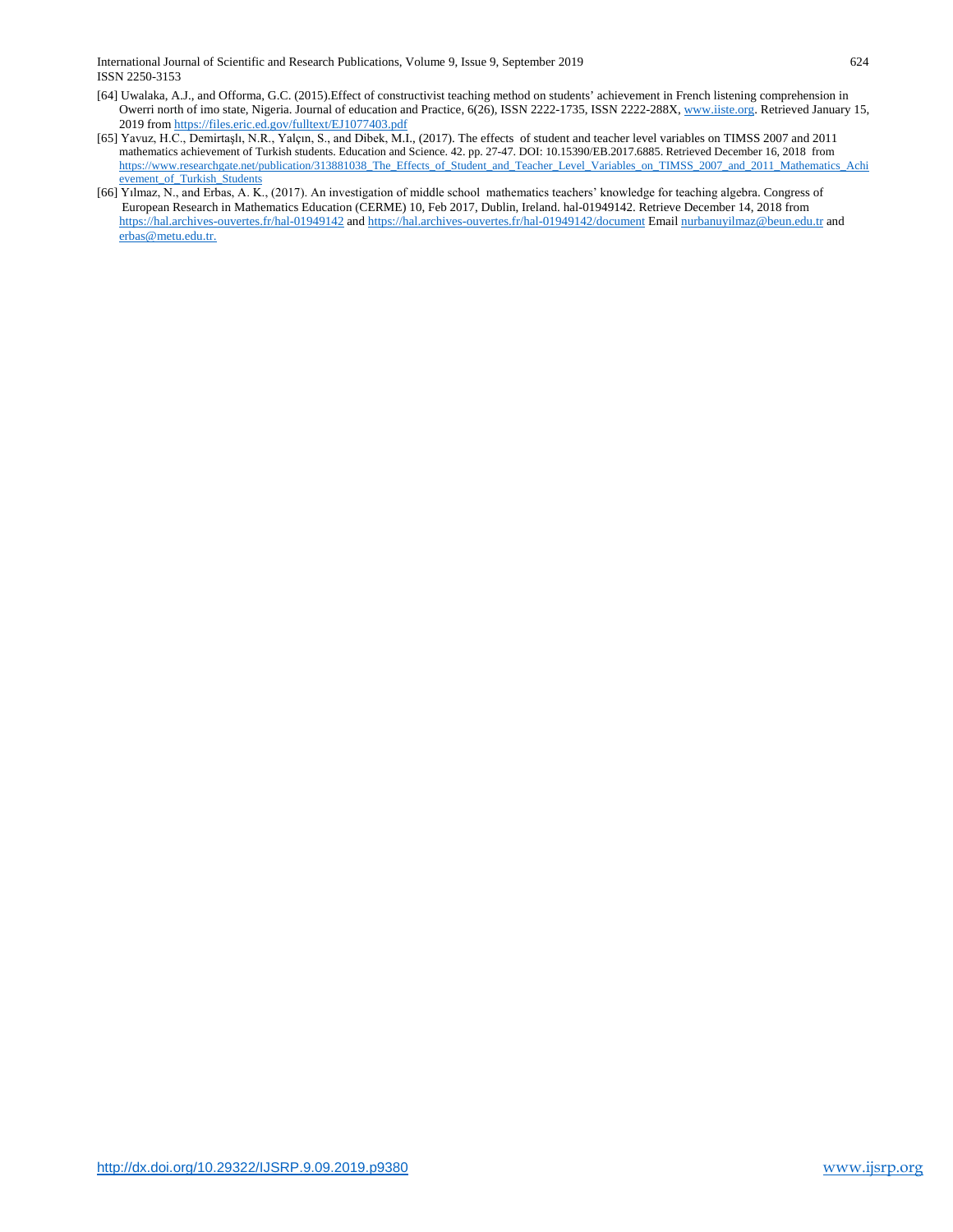[64] Uwalaka, A.J., and Offorma, G.C. (2015).Effect of constructivist teaching method on students' achievement in French listening comprehension in Owerri north of imo state, Nigeria. Journal of education and Practice, 6(26), ISSN 2222-1735, ISSN 2222-288X, www.iiste.org. Retrieved January 15, 2019 from https://files.eric.ed.gov/fulltext/EJ1077403.pdf

[65] Yavuz, H.C., Demirtaşlı, N.R., Yalçın, S., and Dibek, M.I., (2017). The effects of student and teacher level variables on TIMSS 2007 and 2011 mathematics achievement of Turkish students. Education and Science. 42. pp. 27-47. DOI: 10.15390/EB.2017.6885. Retrieved December 16, 2018 from https://www.researchgate.net/publication/313881038_The_Effects_of_Student_and_Teacher_Level_Variables_on_TIMSS_2007_and_2011_Mathematics_Achievement_of_Turkish_Students

[66] Yılmaz, N., and Erbas, A. K., (2017). An investigation of middle school mathematics teachers' knowledge for teaching algebra. Congress of European Research in Mathematics Education (CERME) 10, Feb 2017, Dublin, Ireland. hal-01949142. Retrieve December 14, 2018 from https://hal.archives-ouvertes.fr/hal-01949142 and https://hal.archives-ouvertes.fr/hal-01949142/document Email nurbanuyilmaz@beun.edu.tr and erbas@metu.edu.tr.